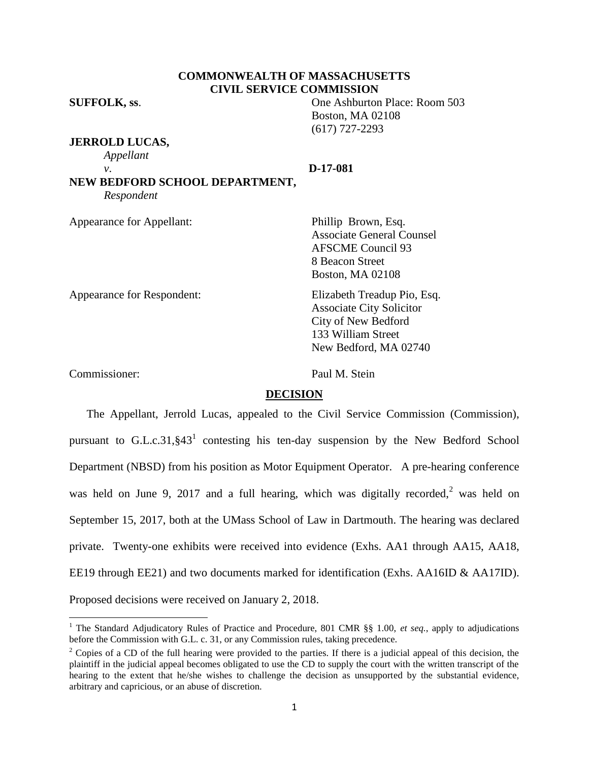**COMMONWEALTH OF MASSACHUSETTS**
**CIVIL SERVICE COMMISSION**

**SUFFOLK, ss**.

One Ashburton Place: Room 503
Boston, MA 02108
(617) 727-2293

**JERROLD LUCAS,**
*Appellant*

*v*.

**D-17-081**

**NEW BEDFORD SCHOOL DEPARTMENT,**
*Respondent*

Appearance for Appellant:

Phillip Brown, Esq.
Associate General Counsel
AFSCME Council 93
8 Beacon Street
Boston, MA 02108

Appearance for Respondent:

Elizabeth Treadup Pio, Esq.
Associate City Solicitor
City of New Bedford
133 William Street
New Bedford, MA 02740

Commissioner: Paul M. Stein

## DECISION

The Appellant, Jerrold Lucas, appealed to the Civil Service Commission (Commission), pursuant to G.L.c.31,§43[1] contesting his ten-day suspension by the New Bedford School Department (NBSD) from his position as Motor Equipment Operator. A pre-hearing conference was held on June 9, 2017 and a full hearing, which was digitally recorded,[2] was held on September 15, 2017, both at the UMass School of Law in Dartmouth. The hearing was declared private. Twenty-one exhibits were received into evidence (Exhs. AA1 through AA15, AA18, EE19 through EE21) and two documents marked for identification (Exhs. AA16ID & AA17ID). Proposed decisions were received on January 2, 2018.

---

[1] The Standard Adjudicatory Rules of Practice and Procedure, 801 CMR §§ 1.00, *et seq.*, apply to adjudications before the Commission with G.L. c. 31, or any Commission rules, taking precedence.

[2] Copies of a CD of the full hearing were provided to the parties. If there is a judicial appeal of this decision, the plaintiff in the judicial appeal becomes obligated to use the CD to supply the court with the written transcript of the hearing to the extent that he/she wishes to challenge the decision as unsupported by the substantial evidence, arbitrary and capricious, or an abuse of discretion.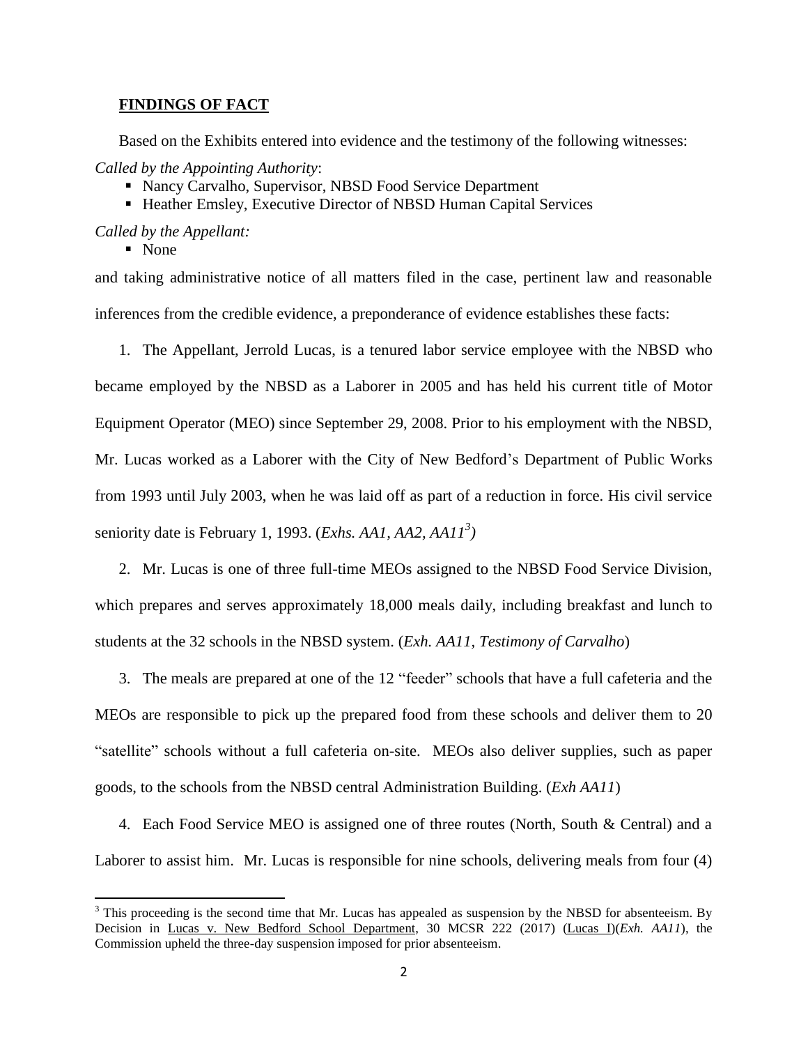## **FINDINGS OF FACT**

Based on the Exhibits entered into evidence and the testimony of the following witnesses:

*Called by the Appointing Authority*:

- Nancy Carvalho, Supervisor, NBSD Food Service Department
- Heather Emsley, Executive Director of NBSD Human Capital Services

*Called by the Appellant:*

- None

and taking administrative notice of all matters filed in the case, pertinent law and reasonable inferences from the credible evidence, a preponderance of evidence establishes these facts:

1. The Appellant, Jerrold Lucas, is a tenured labor service employee with the NBSD who became employed by the NBSD as a Laborer in 2005 and has held his current title of Motor Equipment Operator (MEO) since September 29, 2008. Prior to his employment with the NBSD, Mr. Lucas worked as a Laborer with the City of New Bedford's Department of Public Works from 1993 until July 2003, when he was laid off as part of a reduction in force. His civil service seniority date is February 1, 1993. (*Exhs. AA1, AA2, AA11*[3])

2. Mr. Lucas is one of three full-time MEOs assigned to the NBSD Food Service Division, which prepares and serves approximately 18,000 meals daily, including breakfast and lunch to students at the 32 schools in the NBSD system. (*Exh. AA11, Testimony of Carvalho*)

3. The meals are prepared at one of the 12 "feeder" schools that have a full cafeteria and the MEOs are responsible to pick up the prepared food from these schools and deliver them to 20 "satellite" schools without a full cafeteria on-site. MEOs also deliver supplies, such as paper goods, to the schools from the NBSD central Administration Building. (*Exh AA11*)

4. Each Food Service MEO is assigned one of three routes (North, South & Central) and a Laborer to assist him. Mr. Lucas is responsible for nine schools, delivering meals from four (4)

---

[3] This proceeding is the second time that Mr. Lucas has appealed as suspension by the NBSD for absenteeism. By Decision in Lucas v. New Bedford School Department, 30 MCSR 222 (2017) (Lucas I)(*Exh. AA11*), the Commission upheld the three-day suspension imposed for prior absenteeism.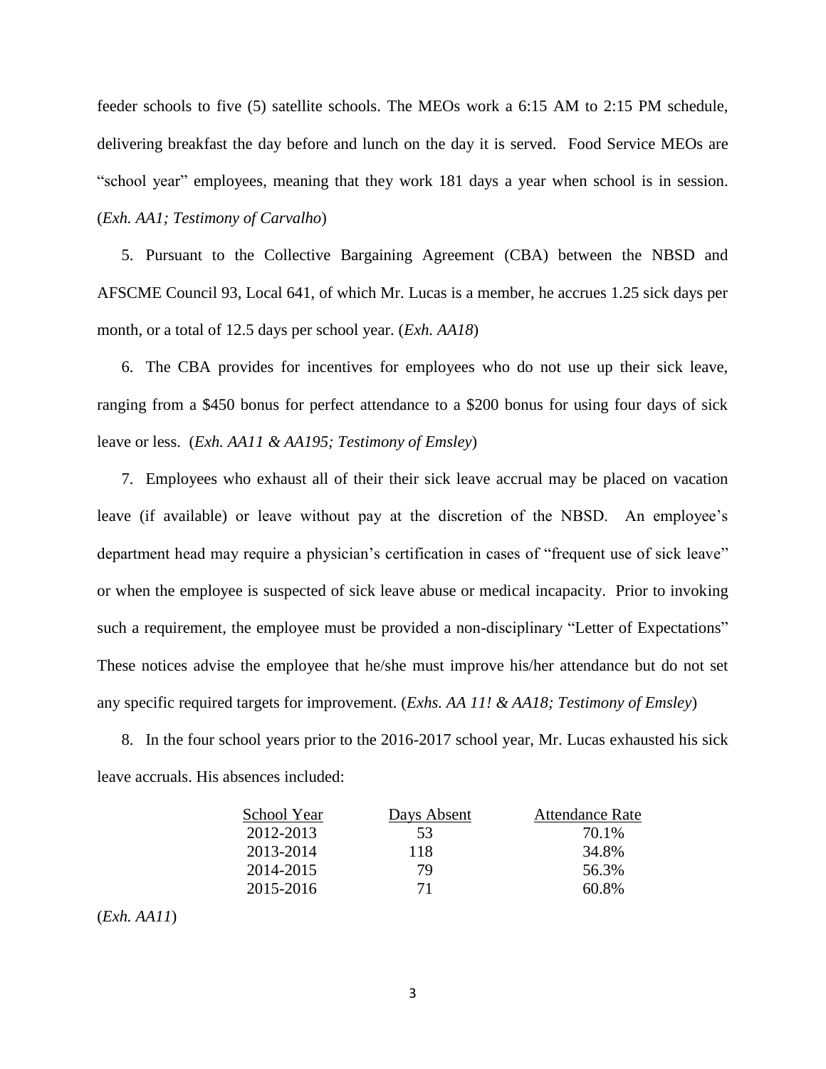feeder schools to five (5) satellite schools. The MEOs work a 6:15 AM to 2:15 PM schedule, delivering breakfast the day before and lunch on the day it is served. Food Service MEOs are "school year" employees, meaning that they work 181 days a year when school is in session. (*Exh. AA1; Testimony of Carvalho*)

5. Pursuant to the Collective Bargaining Agreement (CBA) between the NBSD and AFSCME Council 93, Local 641, of which Mr. Lucas is a member, he accrues 1.25 sick days per month, or a total of 12.5 days per school year. (*Exh. AA18*)

6. The CBA provides for incentives for employees who do not use up their sick leave, ranging from a $450 bonus for perfect attendance to a $200 bonus for using four days of sick leave or less. (*Exh. AA11 & AA195; Testimony of Emsley*)

7. Employees who exhaust all of their their sick leave accrual may be placed on vacation leave (if available) or leave without pay at the discretion of the NBSD. An employee's department head may require a physician's certification in cases of "frequent use of sick leave" or when the employee is suspected of sick leave abuse or medical incapacity. Prior to invoking such a requirement, the employee must be provided a non-disciplinary "Letter of Expectations" These notices advise the employee that he/she must improve his/her attendance but do not set any specific required targets for improvement. (*Exhs. AA 11! & AA18; Testimony of Emsley*)

8. In the four school years prior to the 2016-2017 school year, Mr. Lucas exhausted his sick leave accruals. His absences included:

| School Year | Days Absent | Attendance Rate |
|---|---|---|
| 2012-2013 | 53 | 70.1% |
| 2013-2014 | 118 | 34.8% |
| 2014-2015 | 79 | 56.3% |
| 2015-2016 | 71 | 60.8% |

(*Exh. AA11*)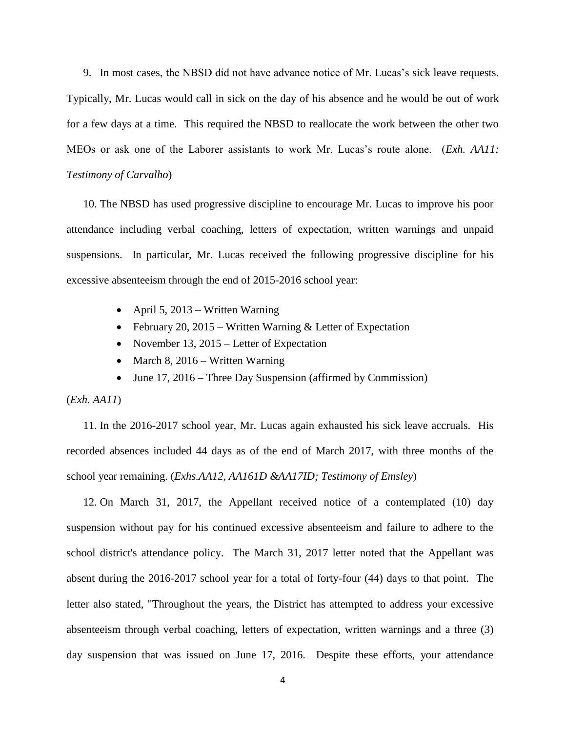9. In most cases, the NBSD did not have advance notice of Mr. Lucas's sick leave requests. Typically, Mr. Lucas would call in sick on the day of his absence and he would be out of work for a few days at a time. This required the NBSD to reallocate the work between the other two MEOs or ask one of the Laborer assistants to work Mr. Lucas's route alone. (*Exh. AA11; Testimony of Carvalho*)

10. The NBSD has used progressive discipline to encourage Mr. Lucas to improve his poor attendance including verbal coaching, letters of expectation, written warnings and unpaid suspensions. In particular, Mr. Lucas received the following progressive discipline for his excessive absenteeism through the end of 2015-2016 school year:

- April 5, 2013 – Written Warning
- February 20, 2015 – Written Warning & Letter of Expectation
- November 13, 2015 – Letter of Expectation
- March 8, 2016 – Written Warning
- June 17, 2016 – Three Day Suspension (affirmed by Commission)

(*Exh. AA11*)

11. In the 2016-2017 school year, Mr. Lucas again exhausted his sick leave accruals. His recorded absences included 44 days as of the end of March 2017, with three months of the school year remaining. (*Exhs.AA12, AA161D &AA17ID; Testimony of Emsley*)

12. On March 31, 2017, the Appellant received notice of a contemplated (10) day suspension without pay for his continued excessive absenteeism and failure to adhere to the school district's attendance policy. The March 31, 2017 letter noted that the Appellant was absent during the 2016-2017 school year for a total of forty-four (44) days to that point. The letter also stated, "Throughout the years, the District has attempted to address your excessive absenteeism through verbal coaching, letters of expectation, written warnings and a three (3) day suspension that was issued on June 17, 2016. Despite these efforts, your attendance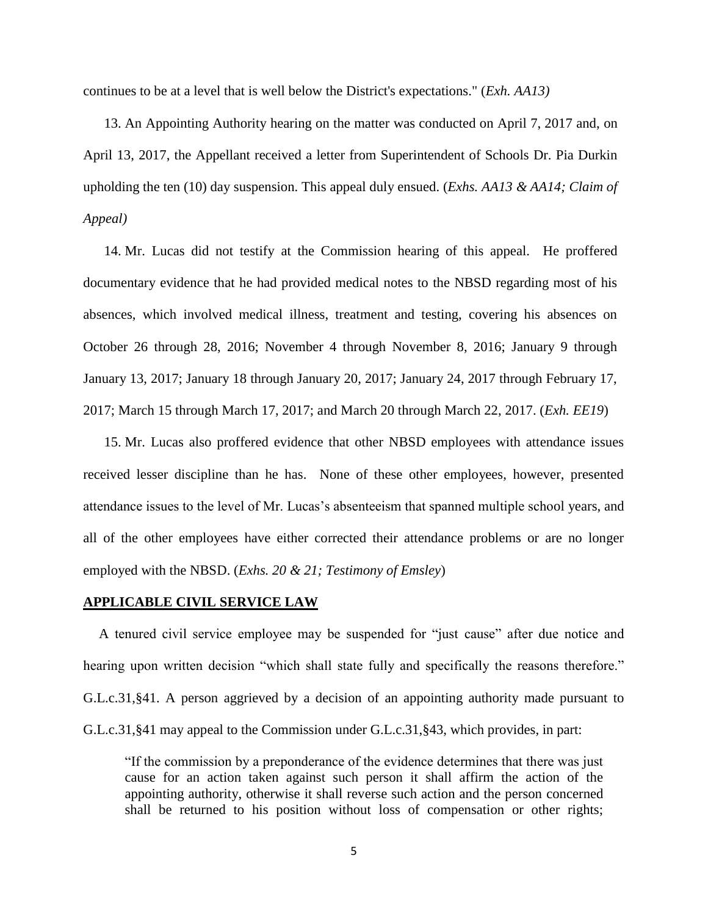continues to be at a level that is well below the District's expectations." (*Exh. AA13)*

13. An Appointing Authority hearing on the matter was conducted on April 7, 2017 and, on April 13, 2017, the Appellant received a letter from Superintendent of Schools Dr. Pia Durkin upholding the ten (10) day suspension. This appeal duly ensued. (*Exhs. AA13 & AA14; Claim of Appeal)*

14. Mr. Lucas did not testify at the Commission hearing of this appeal. He proffered documentary evidence that he had provided medical notes to the NBSD regarding most of his absences, which involved medical illness, treatment and testing, covering his absences on October 26 through 28, 2016; November 4 through November 8, 2016; January 9 through January 13, 2017; January 18 through January 20, 2017; January 24, 2017 through February 17, 2017; March 15 through March 17, 2017; and March 20 through March 22, 2017. (*Exh. EE19*)

15. Mr. Lucas also proffered evidence that other NBSD employees with attendance issues received lesser discipline than he has. None of these other employees, however, presented attendance issues to the level of Mr. Lucas's absenteeism that spanned multiple school years, and all of the other employees have either corrected their attendance problems or are no longer employed with the NBSD. (*Exhs. 20 & 21; Testimony of Emsley*)

## APPLICABLE CIVIL SERVICE LAW

A tenured civil service employee may be suspended for "just cause" after due notice and hearing upon written decision "which shall state fully and specifically the reasons therefore." G.L.c.31,§41. A person aggrieved by a decision of an appointing authority made pursuant to G.L.c.31,§41 may appeal to the Commission under G.L.c.31,§43, which provides, in part:

> "If the commission by a preponderance of the evidence determines that there was just cause for an action taken against such person it shall affirm the action of the appointing authority, otherwise it shall reverse such action and the person concerned shall be returned to his position without loss of compensation or other rights;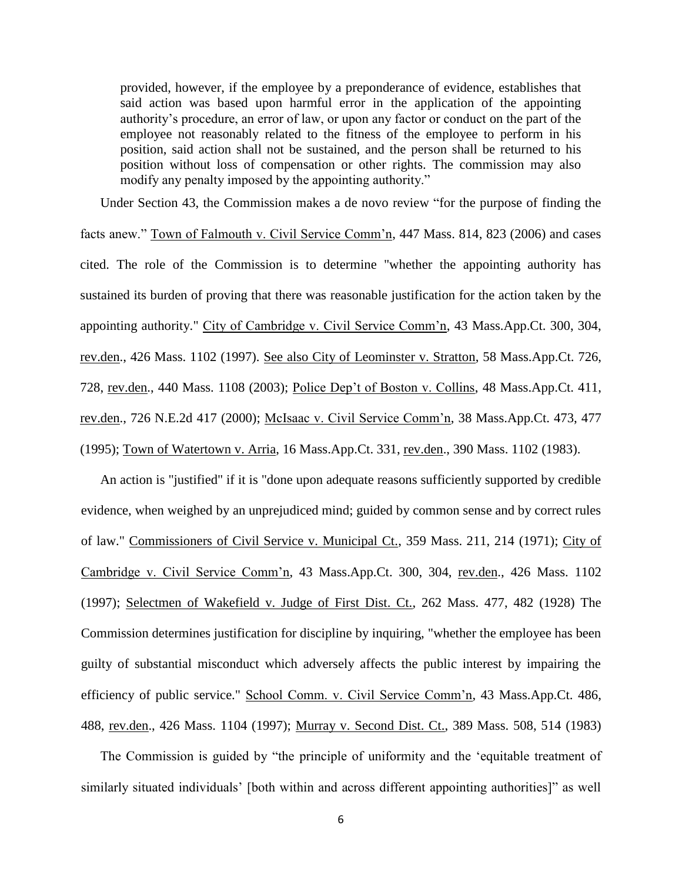> provided, however, if the employee by a preponderance of evidence, establishes that said action was based upon harmful error in the application of the appointing authority's procedure, an error of law, or upon any factor or conduct on the part of the employee not reasonably related to the fitness of the employee to perform in his position, said action shall not be sustained, and the person shall be returned to his position without loss of compensation or other rights. The commission may also modify any penalty imposed by the appointing authority."

Under Section 43, the Commission makes a de novo review "for the purpose of finding the facts anew." Town of Falmouth v. Civil Service Comm'n, 447 Mass. 814, 823 (2006) and cases cited. The role of the Commission is to determine "whether the appointing authority has sustained its burden of proving that there was reasonable justification for the action taken by the appointing authority." City of Cambridge v. Civil Service Comm'n, 43 Mass.App.Ct. 300, 304, rev.den., 426 Mass. 1102 (1997). See also City of Leominster v. Stratton, 58 Mass.App.Ct. 726, 728, rev.den., 440 Mass. 1108 (2003); Police Dep't of Boston v. Collins, 48 Mass.App.Ct. 411, rev.den., 726 N.E.2d 417 (2000); McIsaac v. Civil Service Comm'n, 38 Mass.App.Ct. 473, 477 (1995); Town of Watertown v. Arria, 16 Mass.App.Ct. 331, rev.den., 390 Mass. 1102 (1983).

An action is "justified" if it is "done upon adequate reasons sufficiently supported by credible evidence, when weighed by an unprejudiced mind; guided by common sense and by correct rules of law." Commissioners of Civil Service v. Municipal Ct., 359 Mass. 211, 214 (1971); City of Cambridge v. Civil Service Comm'n, 43 Mass.App.Ct. 300, 304, rev.den., 426 Mass. 1102 (1997); Selectmen of Wakefield v. Judge of First Dist. Ct., 262 Mass. 477, 482 (1928) The Commission determines justification for discipline by inquiring, "whether the employee has been guilty of substantial misconduct which adversely affects the public interest by impairing the efficiency of public service." School Comm. v. Civil Service Comm'n, 43 Mass.App.Ct. 486, 488, rev.den., 426 Mass. 1104 (1997); Murray v. Second Dist. Ct., 389 Mass. 508, 514 (1983)

The Commission is guided by "the principle of uniformity and the 'equitable treatment of similarly situated individuals' [both within and across different appointing authorities]" as well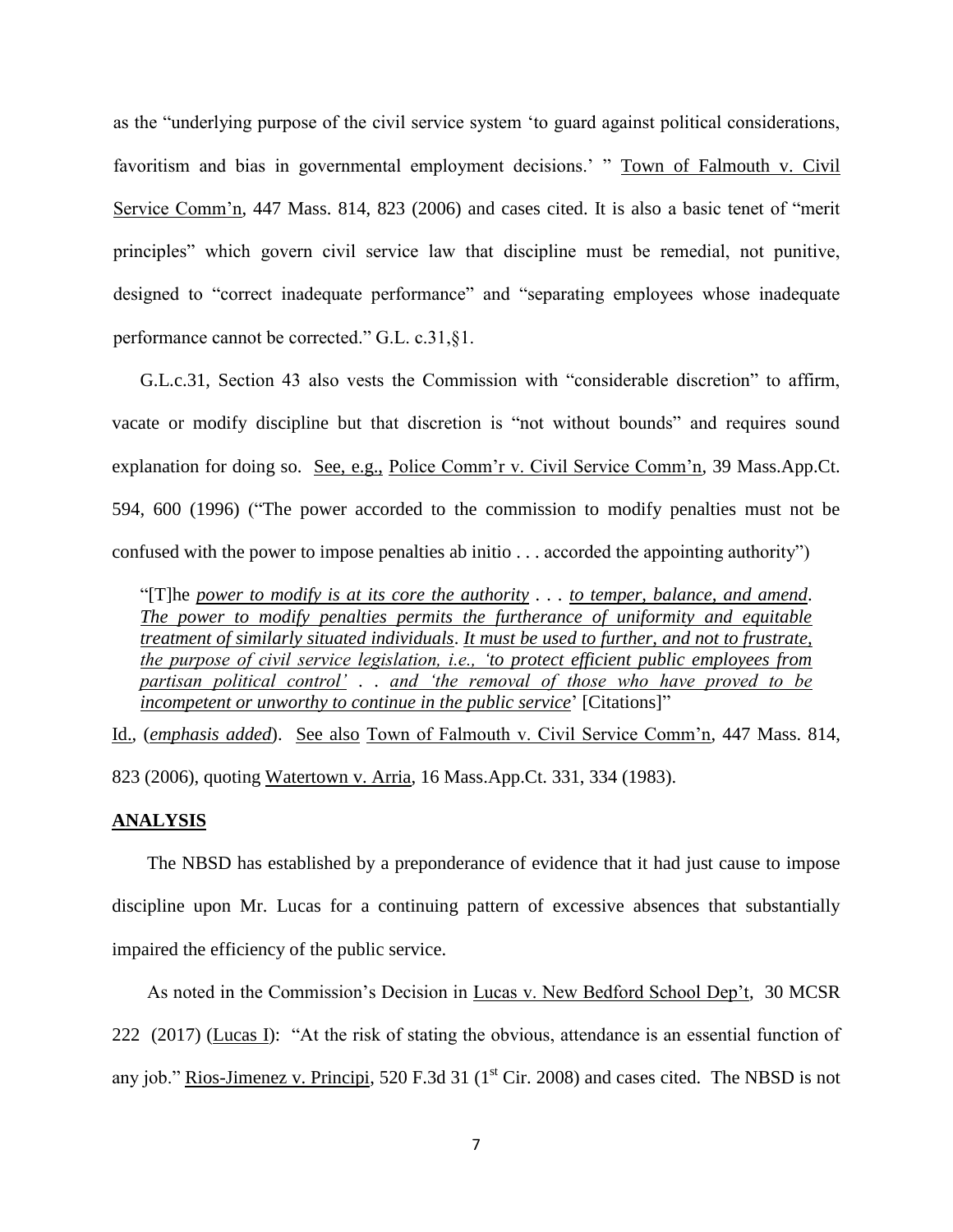as the "underlying purpose of the civil service system 'to guard against political considerations, favoritism and bias in governmental employment decisions.' " Town of Falmouth v. Civil Service Comm'n, 447 Mass. 814, 823 (2006) and cases cited. It is also a basic tenet of "merit principles" which govern civil service law that discipline must be remedial, not punitive, designed to "correct inadequate performance" and "separating employees whose inadequate performance cannot be corrected." G.L. c.31,§1.

G.L.c.31, Section 43 also vests the Commission with "considerable discretion" to affirm, vacate or modify discipline but that discretion is "not without bounds" and requires sound explanation for doing so. See, e.g., Police Comm'r v. Civil Service Comm'n, 39 Mass.App.Ct. 594, 600 (1996) ("The power accorded to the commission to modify penalties must not be confused with the power to impose penalties ab initio . . . accorded the appointing authority")

> "[T]he ***power to modify is at its core the authority*** . . . ***to temper, balance, and amend***. ***The power to modify penalties permits the furtherance of uniformity and equitable treatment of similarly situated individuals***. ***It must be used to further, and not to frustrate, the purpose of civil service legislation, i.e., 'to protect efficient public employees from partisan political control'*** . . ***and 'the removal of those who have proved to be incompetent or unworthy to continue in the public service***' [Citations]"

Id., (*emphasis added*). See also Town of Falmouth v. Civil Service Comm'n, 447 Mass. 814, 823 (2006), quoting Watertown v. Arria, 16 Mass.App.Ct. 331, 334 (1983).

## ANALYSIS

The NBSD has established by a preponderance of evidence that it had just cause to impose discipline upon Mr. Lucas for a continuing pattern of excessive absences that substantially impaired the efficiency of the public service.

As noted in the Commission's Decision in Lucas v. New Bedford School Dep't, 30 MCSR 222 (2017) (Lucas I): "At the risk of stating the obvious, attendance is an essential function of any job." Rios-Jimenez v. Principi, 520 F.3d 31 (1st Cir. 2008) and cases cited. The NBSD is not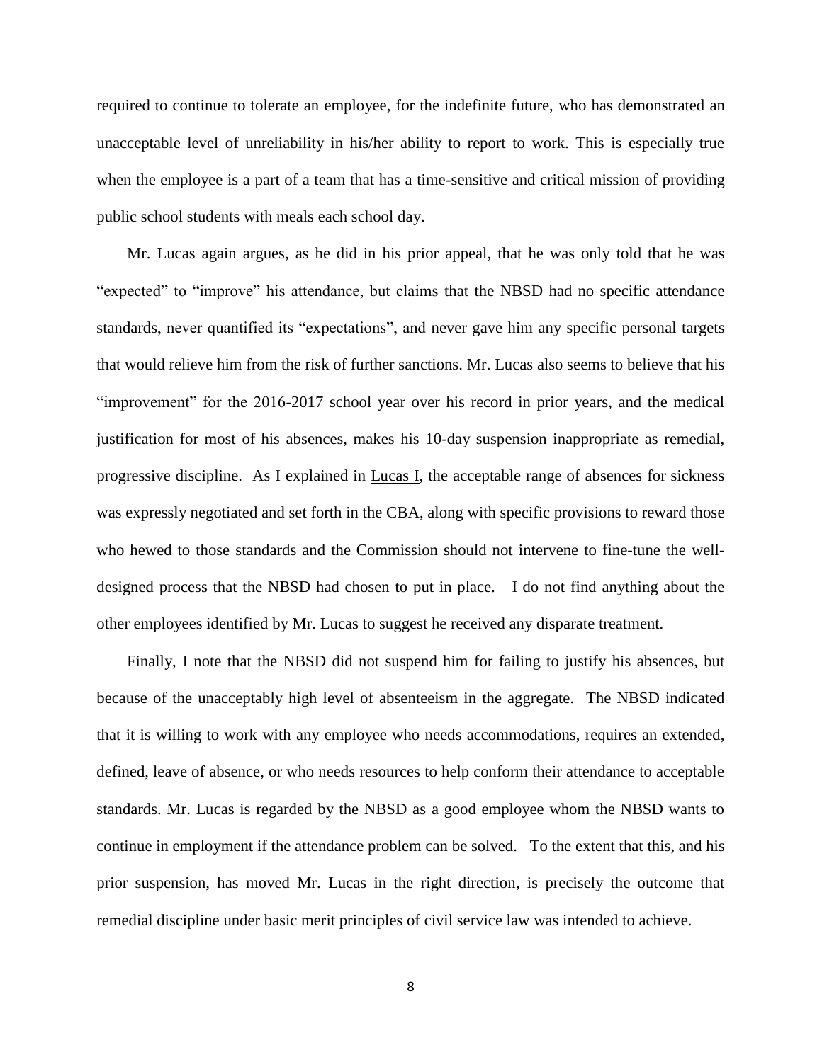required to continue to tolerate an employee, for the indefinite future, who has demonstrated an unacceptable level of unreliability in his/her ability to report to work. This is especially true when the employee is a part of a team that has a time-sensitive and critical mission of providing public school students with meals each school day.

Mr. Lucas again argues, as he did in his prior appeal, that he was only told that he was "expected" to "improve" his attendance, but claims that the NBSD had no specific attendance standards, never quantified its "expectations", and never gave him any specific personal targets that would relieve him from the risk of further sanctions. Mr. Lucas also seems to believe that his "improvement" for the 2016-2017 school year over his record in prior years, and the medical justification for most of his absences, makes his 10-day suspension inappropriate as remedial, progressive discipline. As I explained in Lucas I, the acceptable range of absences for sickness was expressly negotiated and set forth in the CBA, along with specific provisions to reward those who hewed to those standards and the Commission should not intervene to fine-tune the well-designed process that the NBSD had chosen to put in place. I do not find anything about the other employees identified by Mr. Lucas to suggest he received any disparate treatment.

Finally, I note that the NBSD did not suspend him for failing to justify his absences, but because of the unacceptably high level of absenteeism in the aggregate. The NBSD indicated that it is willing to work with any employee who needs accommodations, requires an extended, defined, leave of absence, or who needs resources to help conform their attendance to acceptable standards. Mr. Lucas is regarded by the NBSD as a good employee whom the NBSD wants to continue in employment if the attendance problem can be solved. To the extent that this, and his prior suspension, has moved Mr. Lucas in the right direction, is precisely the outcome that remedial discipline under basic merit principles of civil service law was intended to achieve.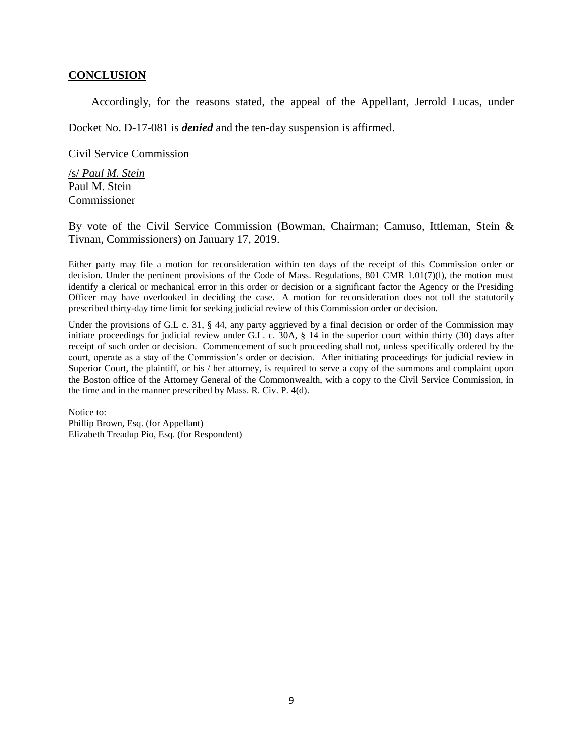## **CONCLUSION**

Accordingly, for the reasons stated, the appeal of the Appellant, Jerrold Lucas, under Docket No. D-17-081 is ***denied*** and the ten-day suspension is affirmed.

Civil Service Commission

/s/ *Paul M. Stein*
Paul M. Stein
Commissioner

By vote of the Civil Service Commission (Bowman, Chairman; Camuso, Ittleman, Stein & Tivnan, Commissioners) on January 17, 2019.

Either party may file a motion for reconsideration within ten days of the receipt of this Commission order or decision. Under the pertinent provisions of the Code of Mass. Regulations, 801 CMR 1.01(7)(l), the motion must identify a clerical or mechanical error in this order or decision or a significant factor the Agency or the Presiding Officer may have overlooked in deciding the case. A motion for reconsideration does not toll the statutorily prescribed thirty-day time limit for seeking judicial review of this Commission order or decision.

Under the provisions of G.L c. 31, § 44, any party aggrieved by a final decision or order of the Commission may initiate proceedings for judicial review under G.L. c. 30A, § 14 in the superior court within thirty (30) days after receipt of such order or decision. Commencement of such proceeding shall not, unless specifically ordered by the court, operate as a stay of the Commission's order or decision. After initiating proceedings for judicial review in Superior Court, the plaintiff, or his / her attorney, is required to serve a copy of the summons and complaint upon the Boston office of the Attorney General of the Commonwealth, with a copy to the Civil Service Commission, in the time and in the manner prescribed by Mass. R. Civ. P. 4(d).

Notice to:
Phillip Brown, Esq. (for Appellant)
Elizabeth Treadup Pio, Esq. (for Respondent)